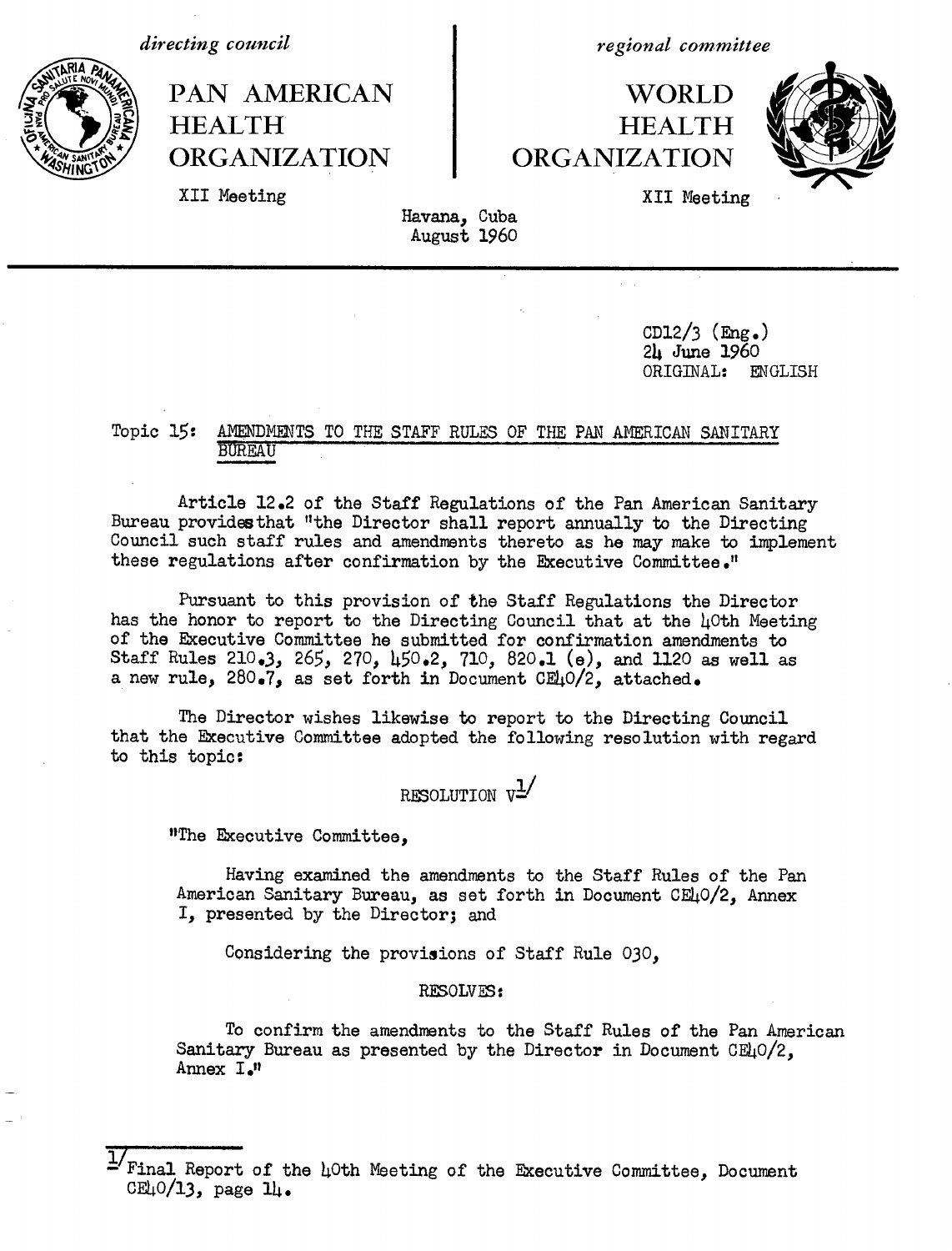*directing council*

# PAN AMERICAN HEALTH ORGANIZATION

XII Meeting

*regional committee*

# WORLD HEALTH ORGANIZATION

XII Meeting

Havana, Cuba
August 1960

CD12/3 (Eng.)
24 June 1960
ORIGINAL: ENGLISH

Topic 15: AMENDMENTS TO THE STAFF RULES OF THE PAN AMERICAN SANITARY BUREAU

Article 12.2 of the Staff Regulations of the Pan American Sanitary Bureau provides that "the Director shall report annually to the Directing Council such staff rules and amendments thereto as he may make to implement these regulations after confirmation by the Executive Committee."

Pursuant to this provision of the Staff Regulations the Director has the honor to report to the Directing Council that at the 40th Meeting of the Executive Committee he submitted for confirmation amendments to Staff Rules 210.3, 265, 270, 450.2, 710, 820.1 (e), and 1120 as well as a new rule, 280.7, as set forth in Document CE40/2, attached.

The Director wishes likewise to report to the Directing Council that the Executive Committee adopted the following resolution with regard to this topic:

RESOLUTION V[1]

"The Executive Committee,

Having examined the amendments to the Staff Rules of the Pan American Sanitary Bureau, as set forth in Document CE40/2, Annex I, presented by the Director; and

Considering the provisions of Staff Rule 030,

RESOLVES:

To confirm the amendments to the Staff Rules of the Pan American Sanitary Bureau as presented by the Director in Document CE40/2, Annex I."

[1] Final Report of the 40th Meeting of the Executive Committee, Document CE40/13, page 14.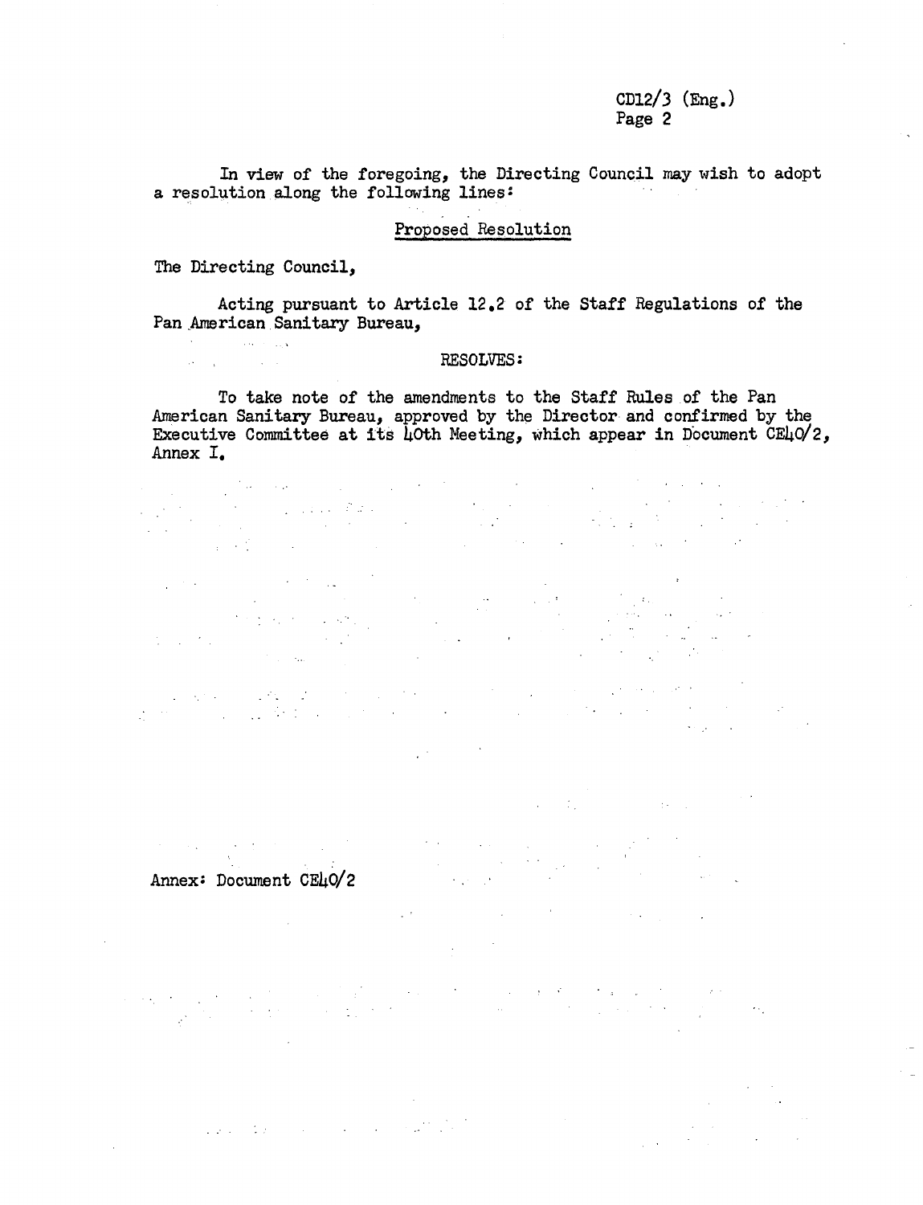In view of the foregoing, the Directing Council may wish to adopt a resolution along the following lines:

Proposed Resolution

The Directing Council,

Acting pursuant to Article 12.2 of the Staff Regulations of the Pan American Sanitary Bureau,

RESOLVES:

To take note of the amendments to the Staff Rules of the Pan American Sanitary Bureau, approved by the Director and confirmed by the Executive Committee at its 40th Meeting, which appear in Document CE40/2, Annex I.

Annex: Document CE40/2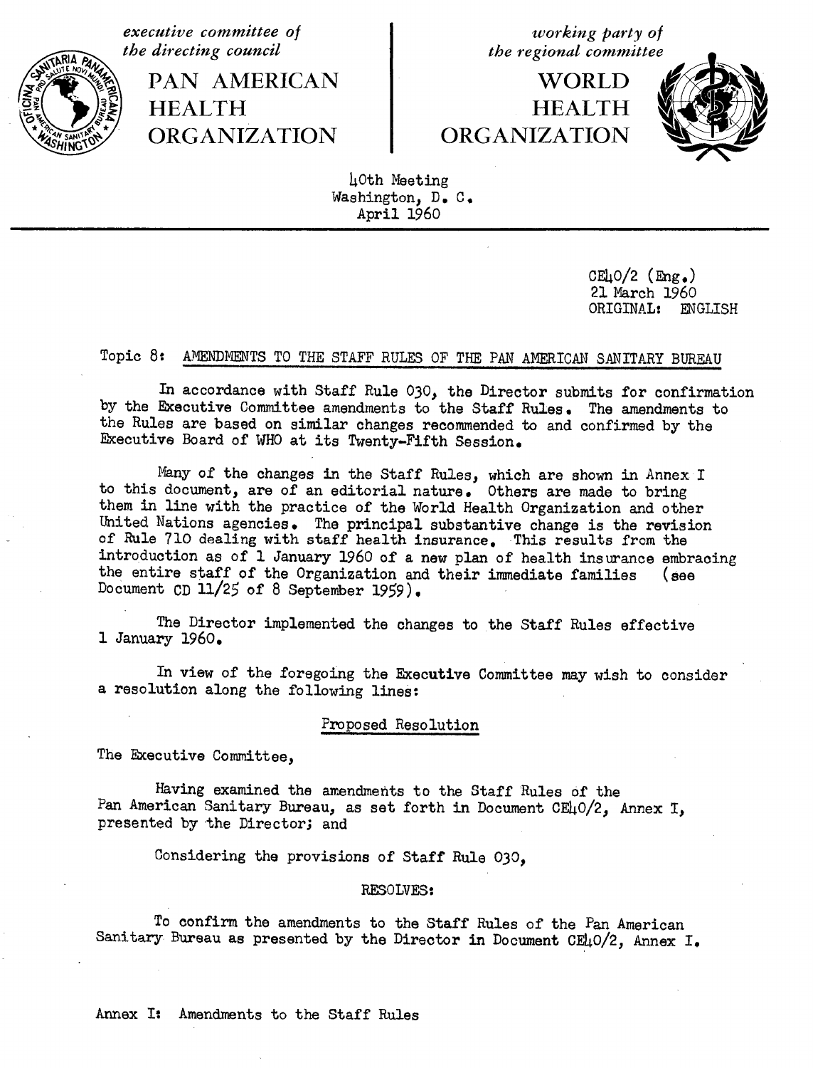*executive committee of the directing council*

**PAN AMERICAN HEALTH ORGANIZATION**

*working party of the regional committee*

**WORLD HEALTH ORGANIZATION**

40th Meeting
Washington, D. C.
April 1960

CE40/2 (Eng.)
21 March 1960
ORIGINAL: ENGLISH

Topic 8: AMENDMENTS TO THE STAFF RULES OF THE PAN AMERICAN SANITARY BUREAU

In accordance with Staff Rule 030, the Director submits for confirmation by the Executive Committee amendments to the Staff Rules. The amendments to the Rules are based on similar changes recommended to and confirmed by the Executive Board of WHO at its Twenty-Fifth Session.

Many of the changes in the Staff Rules, which are shown in Annex I to this document, are of an editorial nature. Others are made to bring them in line with the practice of the World Health Organization and other United Nations agencies. The principal substantive change is the revision of Rule 710 dealing with staff health insurance. This results from the introduction as of 1 January 1960 of a new plan of health insurance embracing the entire staff of the Organization and their immediate families (see Document CD 11/25 of 8 September 1959).

The Director implemented the changes to the Staff Rules effective 1 January 1960.

In view of the foregoing the Executive Committee may wish to consider a resolution along the following lines:

Proposed Resolution

The Executive Committee,

Having examined the amendments to the Staff Rules of the Pan American Sanitary Bureau, as set forth in Document CE40/2, Annex I, presented by the Director; and

Considering the provisions of Staff Rule 030,

RESOLVES:

To confirm the amendments to the Staff Rules of the Pan American Sanitary Bureau as presented by the Director in Document CE40/2, Annex I.

Annex I: Amendments to the Staff Rules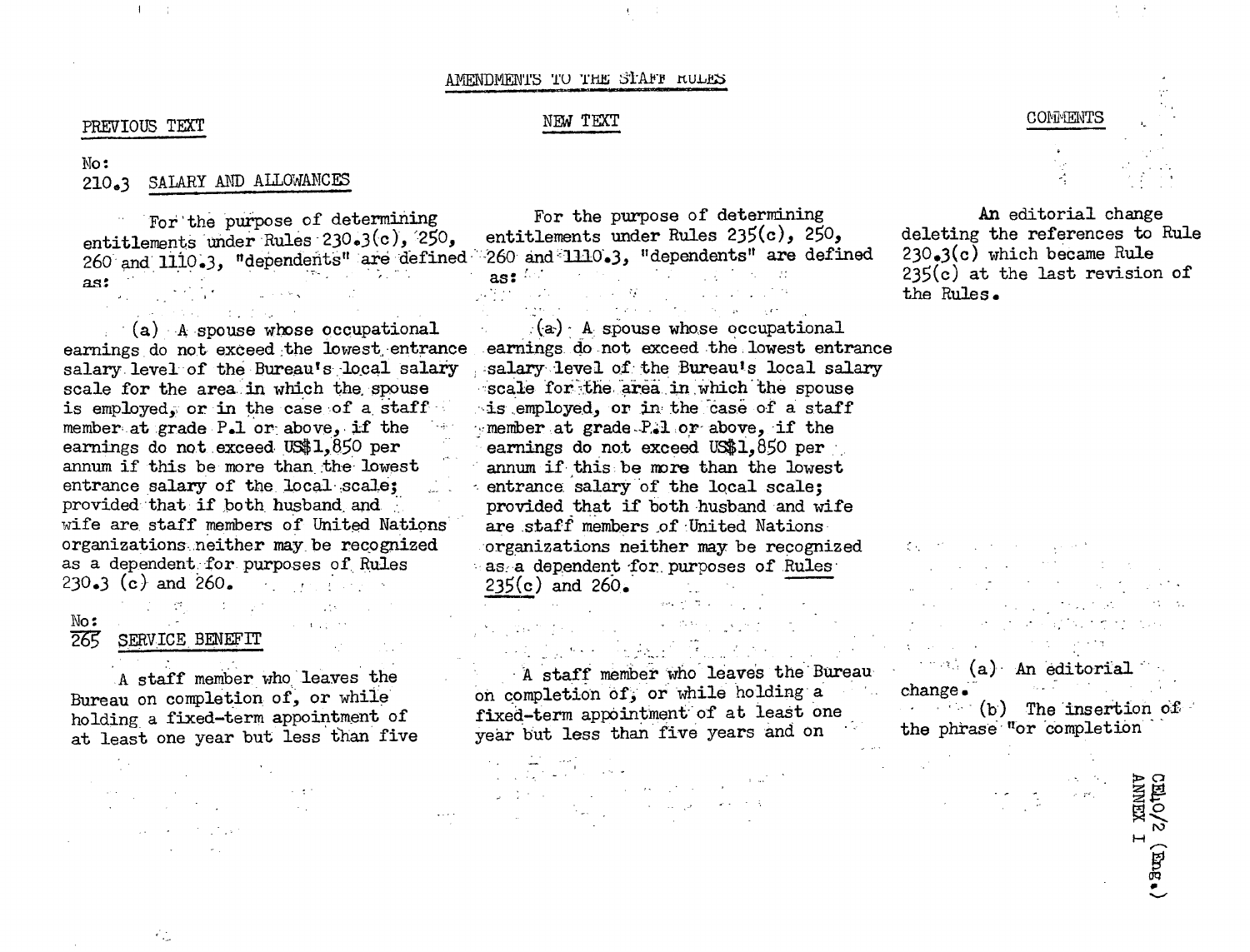AMENDMENTS TO THE STAFF RULES

| PREVIOUS TEXT | NEW TEXT | COMMENTS |
|---|---|---|
| No: 210.3 SALARY AND ALLOWANCES | | |
| For the purpose of determining entitlements under Rules 230.3(c), 250, 260 and 1110.3, "dependents" are defined as: | For the purpose of determining entitlements under Rules 235(c), 250, 260 and 1110.3, "dependents" are defined as: | An editorial change deleting the references to Rule 230.3(c) which became Rule 235(c) at the last revision of the Rules. |
| (a) A spouse whose occupational earnings do not exceed the lowest entrance salary level of the Bureau's local salary scale for the area in which the spouse is employed, or in the case of a staff member at grade P.1 or above, if the earnings do not exceed US$1,850 per annum if this be more than the lowest entrance salary of the local scale; provided that if both husband and wife are staff members of United Nations organizations neither may be recognized as a dependent for purposes of Rules 230.3 (c) and 260. | (a) A spouse whose occupational earnings do not exceed the lowest entrance salary level of the Bureau's local salary scale for the area in which the spouse is employed, or in the case of a staff member at grade P.1 or above, if the earnings do not exceed US$1,850 per annum if this be more than the lowest entrance salary of the local scale; provided that if both husband and wife are staff members of United Nations organizations neither may be recognized as a dependent for purposes of Rules 235(c) and 260. | |
| No: 265 SERVICE BENEFIT | | |
| A staff member who leaves the Bureau on completion of, or while holding a fixed-term appointment of at least one year but less than five | A staff member who leaves the Bureau on completion of, or while holding a fixed-term appointment of at least one year but less than five years and on | (a) An editorial change. (b) The insertion of the phrase "or completion |

CE40/2 (Eng.)
ANNEX I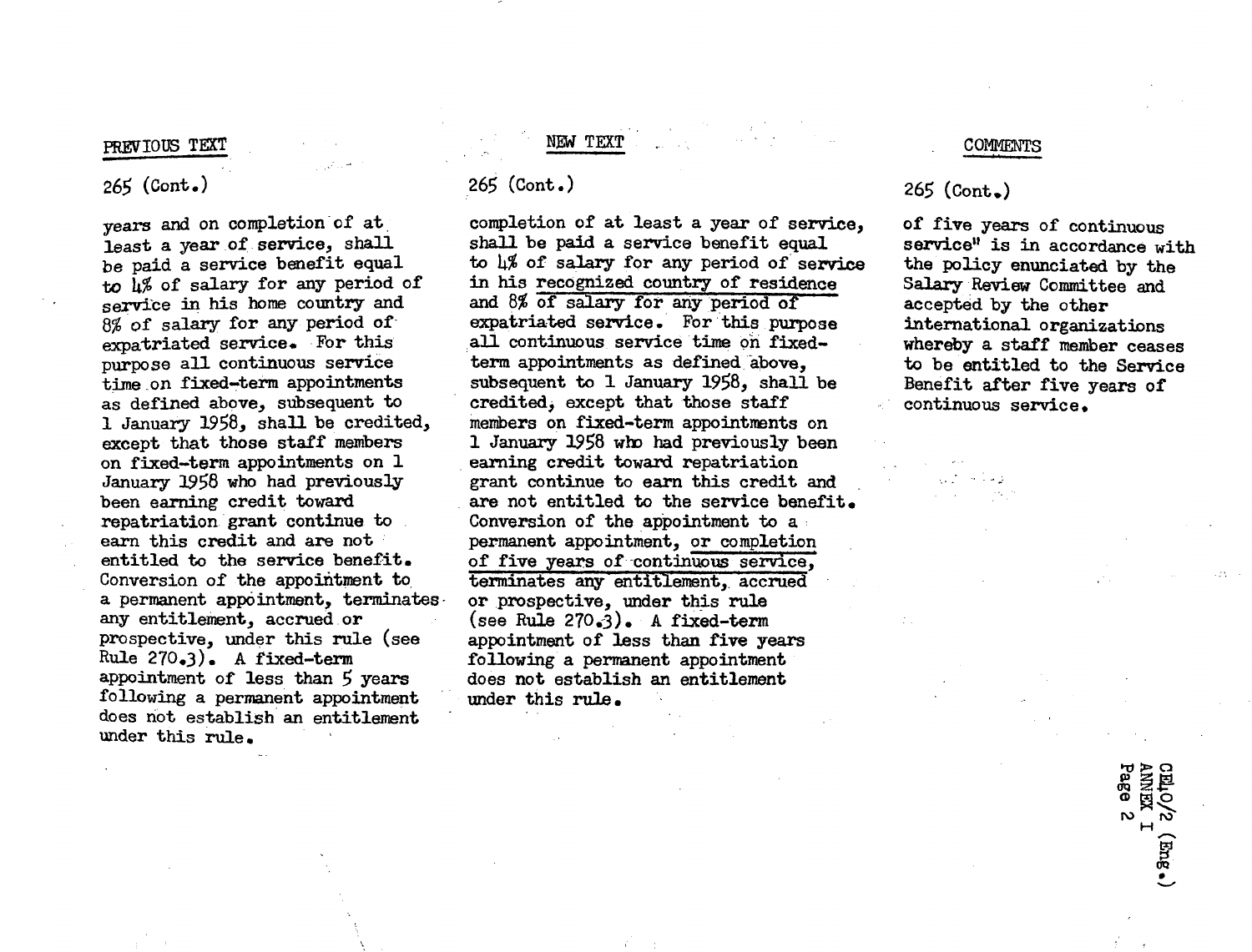| PREVIOUS TEXT | NEW TEXT | COMMENTS |
|---|---|---|
| 265 (Cont.) | 265 (Cont.) | 265 (Cont.) |
| years and on completion of at least a year of service, shall be paid a service benefit equal to 4% of salary for any period of service in his home country and 8% of salary for any period of expatriated service. For this purpose all continuous service time on fixed-term appointments as defined above, subsequent to 1 January 1958, shall be credited, except that those staff members on fixed-term appointments on 1 January 1958 who had previously been earning credit toward repatriation grant continue to earn this credit and are not entitled to the service benefit. Conversion of the appointment to a permanent appointment, terminates any entitlement, accrued or prospective, under this rule (see Rule 270.3). A fixed-term appointment of less than 5 years following a permanent appointment does not establish an entitlement under this rule. | completion of at least a year of service, shall be paid a service benefit equal to 4% of salary for any period of service in his recognized country of residence and 8% of salary for any period of expatriated service. For this purpose all continuous service time on fixed-term appointments as defined above, subsequent to 1 January 1958, shall be credited, except that those staff members on fixed-term appointments on 1 January 1958 who had previously been earning credit toward repatriation grant continue to earn this credit and are not entitled to the service benefit. Conversion of the appointment to a permanent appointment, or completion of five years of continuous service, terminates any entitlement, accrued or prospective, under this rule (see Rule 270.3). A fixed-term appointment of less than five years following a permanent appointment does not establish an entitlement under this rule. | of five years of continuous service" is in accordance with the policy enunciated by the Salary Review Committee and accepted by the other international organizations whereby a staff member ceases to be entitled to the Service Benefit after five years of continuous service. |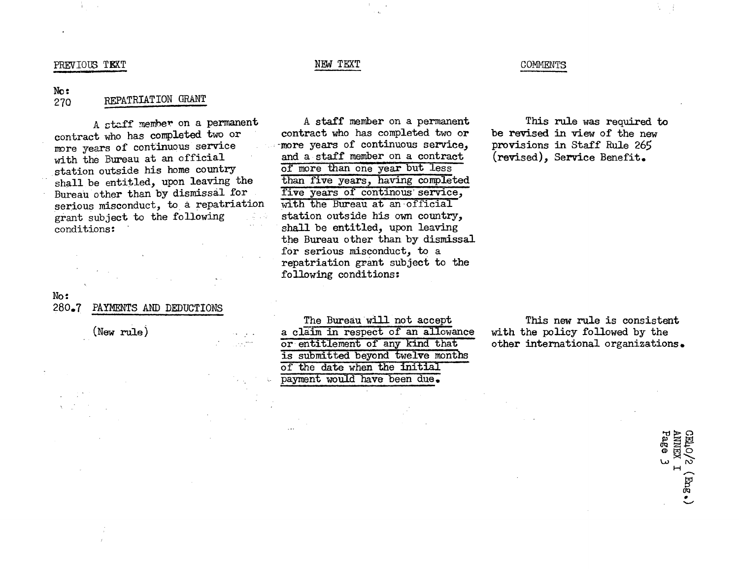| PREVIOUS TEXT | NEW TEXT | COMMENTS |
| --- | --- | --- |
| No: 270 REPATRIATION GRANT<br><br>A staff member on a permanent contract who has completed two or more years of continuous service with the Bureau at an official station outside his home country shall be entitled, upon leaving the Bureau other than by dismissal for serious misconduct, to a repatriation grant subject to the following conditions: | A staff member on a permanent contract who has completed two or more years of continuous service, <u>and a staff member on a contract of more than one year but less than five years, having completed five years of continous service,</u> with the Bureau at an official station outside his own country, shall be entitled, upon leaving the Bureau other than by dismissal for serious misconduct, to a repatriation grant subject to the following conditions: | This rule was required to be revised in view of the new provisions in Staff Rule 265 (revised), Service Benefit. |
| No: 280.7 PAYMENTS AND DEDUCTIONS<br><br>(New rule) | <u>The Bureau will not accept a claim in respect of an allowance or entitlement of any kind that is submitted beyond twelve months of the date when the initial payment would have been due.</u> | This new rule is consistent with the policy followed by the other international organizations. |

CE40/2 (Eng.)
ANNEX I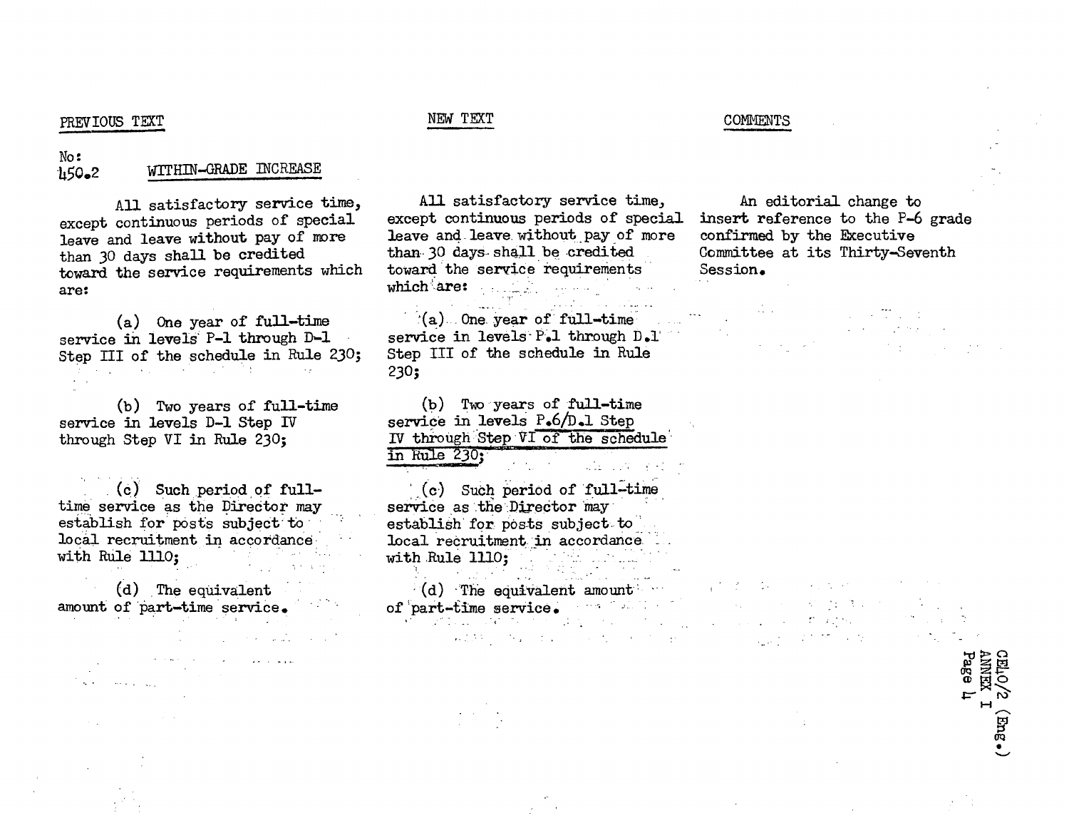| PREVIOUS TEXT | NEW TEXT | COMMENTS |
|---|---|---|
| No: 450.2 WITHIN-GRADE INCREASE | | |
| All satisfactory service time, except continuous periods of special leave and leave without pay of more than 30 days shall be credited toward the service requirements which are: | All satisfactory service time, except continuous periods of special leave and leave without pay of more than 30 days shall be credited toward the service requirements which are: | An editorial change to insert reference to the P-6 grade confirmed by the Executive Committee at its Thirty-Seventh Session. |
| (a) One year of full-time service in levels P-1 through D-1 Step III of the schedule in Rule 230; | (a) One year of full-time service in levels P.1 through D.1 Step III of the schedule in Rule 230; | |
| (b) Two years of full-time service in levels D-1 Step IV through Step VI in Rule 230; | (b) Two years of full-time service in levels <u>P.6/D.1 Step IV through Step VI of the schedule in Rule 230;</u> | |
| (c) Such period of full-time service as the Director may establish for posts subject to local recruitment in accordance with Rule 1110; | (c) Such period of full-time service as the Director may establish for posts subject to local recruitment in accordance with Rule 1110; | |
| (d) The equivalent amount of part-time service. | (d) The equivalent amount of part-time service. | |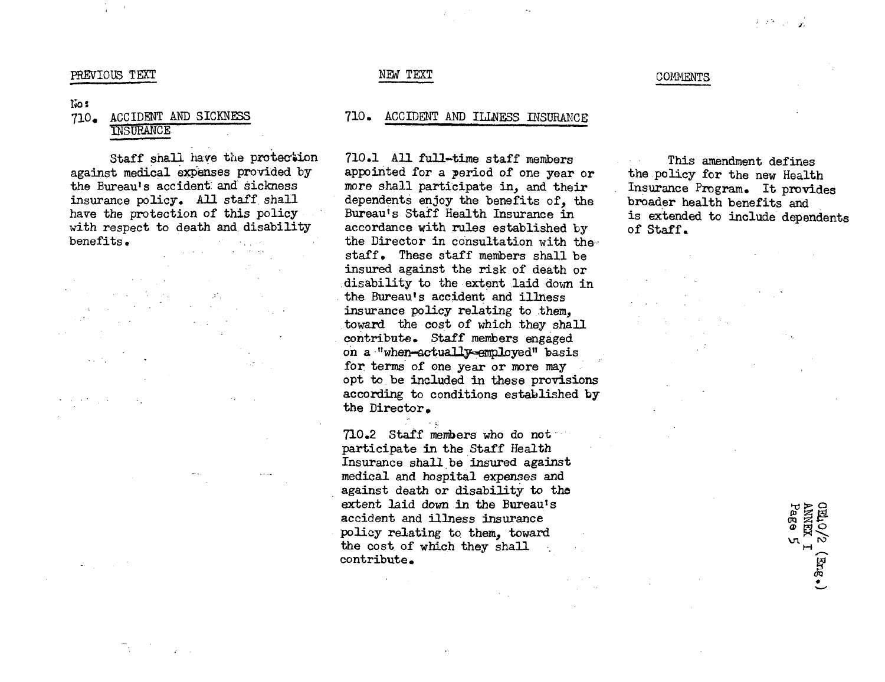| PREVIOUS TEXT | NEW TEXT | COMMENTS |
| --- | --- | --- |
| No: 710. ACCIDENT AND SICKNESS INSURANCE | 710. ACCIDENT AND ILLNESS INSURANCE | |
| Staff shall have the protection against medical expenses provided by the Bureau's accident and sickness insurance policy. All staff shall have the protection of this policy with respect to death and disability benefits. | 710.1 All full-time staff members appointed for a period of one year or more shall participate in, and their dependents enjoy the benefits of, the Bureau's Staff Health Insurance in accordance with rules established by the Director in consultation with the staff. These staff members shall be insured against the risk of death or disability to the extent laid down in the Bureau's accident and illness insurance policy relating to them, toward the cost of which they shall contribute. Staff members engaged on a "when-actually-employed" basis for terms of one year or more may opt to be included in these provisions according to conditions established by the Director. | This amendment defines the policy for the new Health Insurance Program. It provides broader health benefits and is extended to include dependents of Staff. |
| | 710.2 Staff members who do not participate in the Staff Health Insurance shall be insured against medical and hospital expenses and against death or disability to the extent laid down in the Bureau's accident and illness insurance policy relating to them, toward the cost of which they shall contribute. | |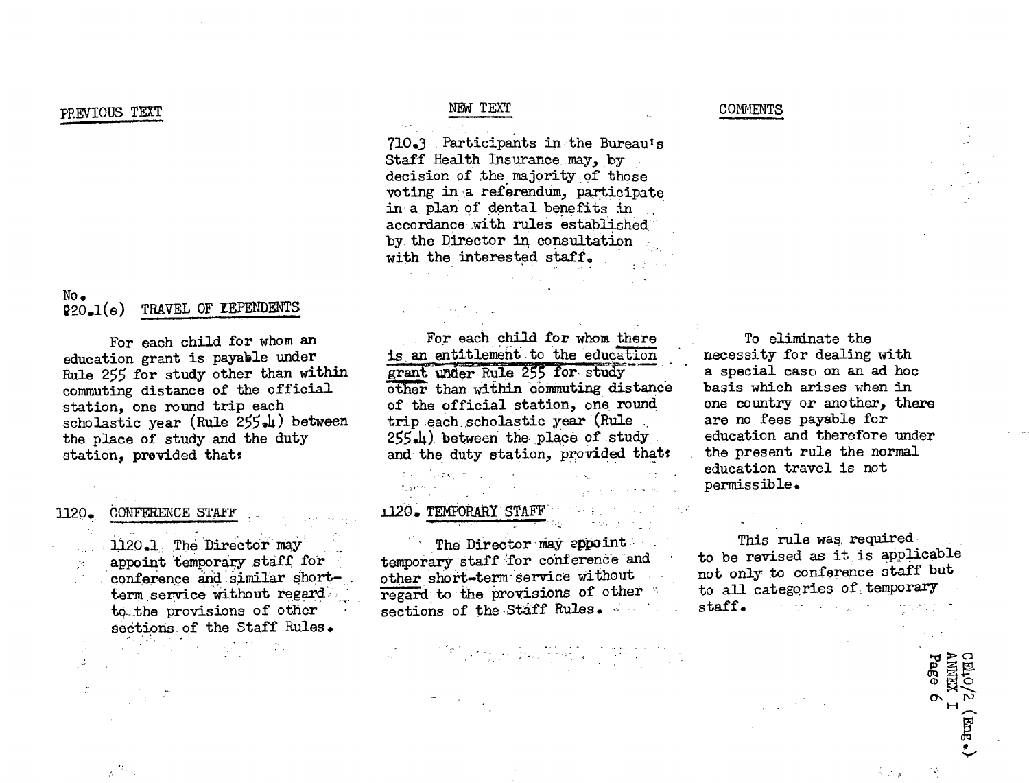| PREVIOUS TEXT | NEW TEXT | COMMENTS |
|---|---|---|
| | 710.3 Participants in the Bureau's Staff Health Insurance may, by decision of the majority of those voting in a referendum, participate in a plan of dental benefits in accordance with rules established by the Director in consultation with the interested staff. | |
| No. 820.1(e) TRAVEL OF DEPENDENTS<br><br>For each child for whom an education grant is payable under Rule 255 for study other than within commuting distance of the official station, one round trip each scholastic year (Rule 255.4) between the place of study and the duty station, provided that: | For each child for whom there is an entitlement to the education grant under Rule 255 for study other than within commuting distance of the official station, one round trip each scholastic year (Rule 255.4) between the place of study and the duty station, provided that: | To eliminate the necessity for dealing with a special case on an ad hoc basis which arises when in one country or another, there are no fees payable for education and therefore under the present rule the normal education travel is not permissible. |
| 1120. CONFERENCE STAFF<br><br>1120.1 The Director may appoint temporary staff for conference and similar short-term service without regard to the provisions of other sections of the Staff Rules. | 1120. TEMPORARY STAFF<br><br>The Director may appoint temporary staff for conference and other short-term service without regard to the provisions of other sections of the Staff Rules. | This rule was required to be revised as it is applicable not only to conference staff but to all categories of temporary staff. |